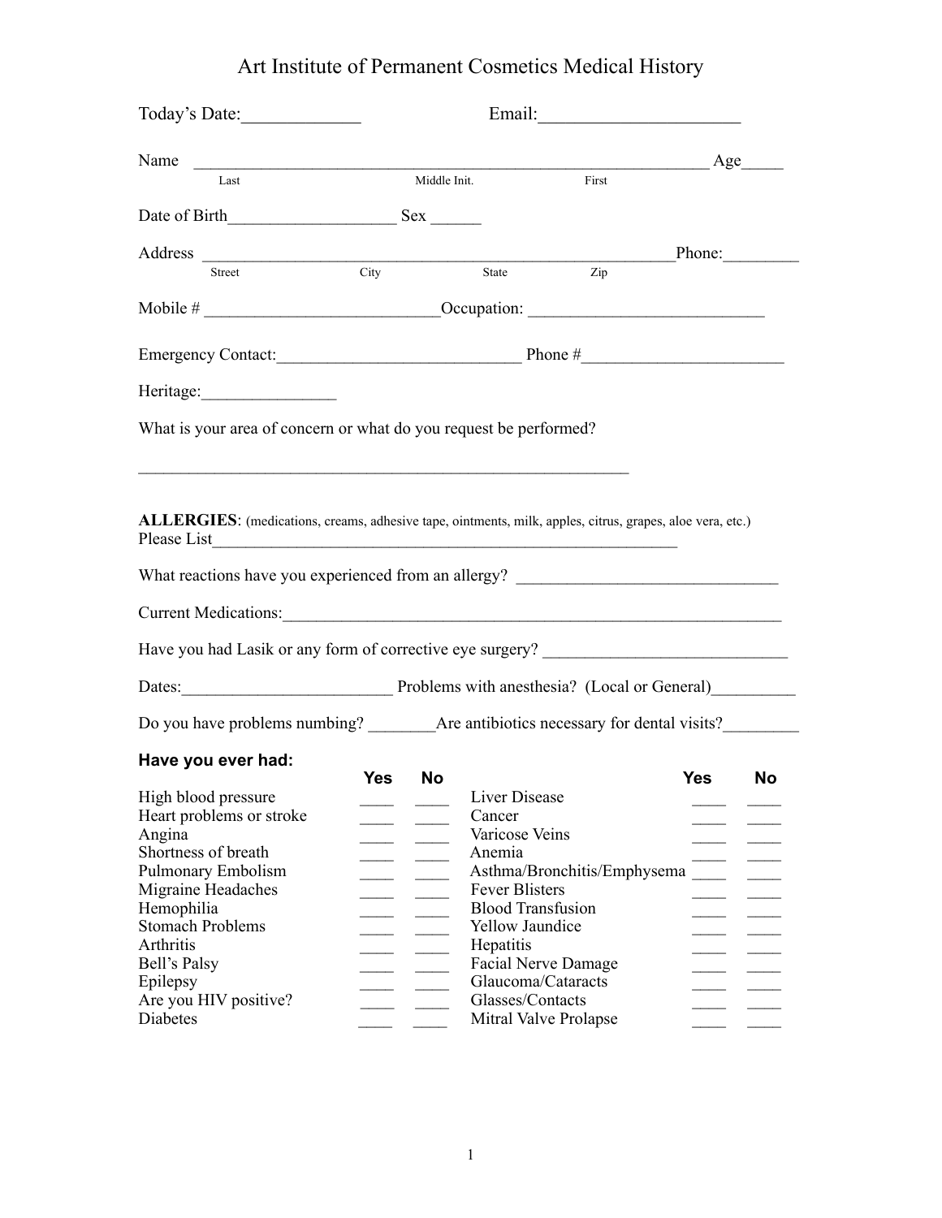# Art Institute of Permanent Cosmetics Medical History

Today's Date:_____________ Email:______________________

Name ____________________________________________________________ Age_____
Last Middle Init. First

Date of Birth___________________ Sex ______

Address _______________________________________________________Phone:_________
Street City State Zip

Mobile # ___________________________Occupation: ___________________________

Emergency Contact:____________________________ Phone #_______________________

Heritage:_______________

What is your area of concern or what do you request be performed?

_________________________________________________________

**ALLERGIES**: (medications, creams, adhesive tape, ointments, milk, apples, citrus, grapes, aloe vera, etc.)
Please List_______________________________________________________

What reactions have you experienced from an allergy? ______________________________

Current Medications:__________________________________________________________

Have you had Lasik or any form of corrective eye surgery? ____________________________

Dates:________________________ Problems with anesthesia? (Local or General)__________

Do you have problems numbing? ________Are antibiotics necessary for dental visits?_________

**Have you ever had:**

| | Yes | No | | Yes | No |
|---|---|---|---|---|---|
| High blood pressure | ____ | ____ | Liver Disease | ____ | ____ |
| Heart problems or stroke | ____ | ____ | Cancer | ____ | ____ |
| Angina | ____ | ____ | Varicose Veins | ____ | ____ |
| Shortness of breath | ____ | ____ | Anemia | ____ | ____ |
| Pulmonary Embolism | ____ | ____ | Asthma/Bronchitis/Emphysema | ____ | ____ |
| Migraine Headaches | ____ | ____ | Fever Blisters | ____ | ____ |
| Hemophilia | ____ | ____ | Blood Transfusion | ____ | ____ |
| Stomach Problems | ____ | ____ | Yellow Jaundice | ____ | ____ |
| Arthritis | ____ | ____ | Hepatitis | ____ | ____ |
| Bell's Palsy | ____ | ____ | Facial Nerve Damage | ____ | ____ |
| Epilepsy | ____ | ____ | Glaucoma/Cataracts | ____ | ____ |
| Are you HIV positive? | ____ | ____ | Glasses/Contacts | ____ | ____ |
| Diabetes | ____ | ____ | Mitral Valve Prolapse | ____ | ____ |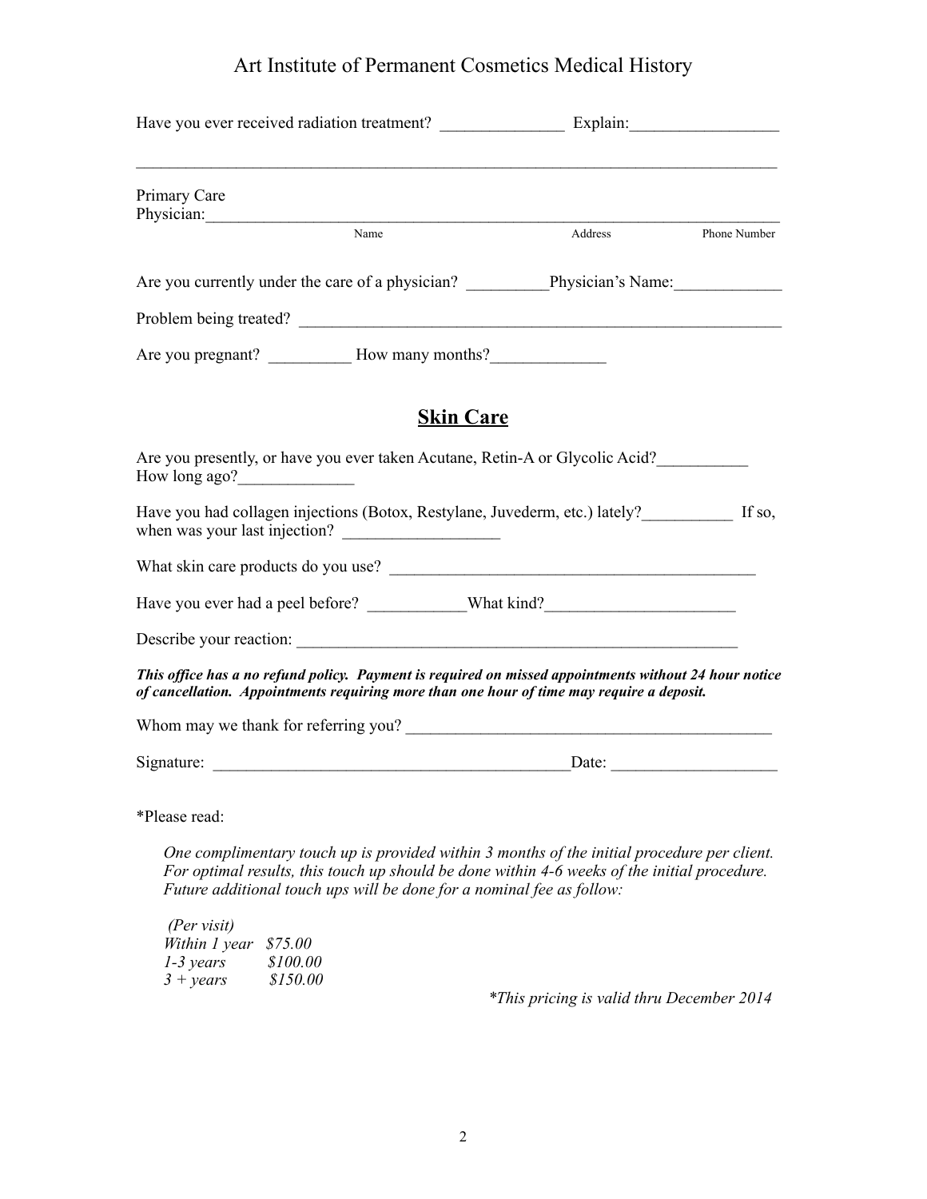# Art Institute of Permanent Cosmetics Medical History

Have you ever received radiation treatment? _______________ Explain:__________________

______________________________________________________________________________

Primary Care Physician:___________________________________________________________

Name Address Phone Number

Are you currently under the care of a physician? __________Physician's Name:_____________

Problem being treated? ____________________________________________________________

Are you pregnant? __________ How many months?______________

## Skin Care

Are you presently, or have you ever taken Acutane, Retin-A or Glycolic Acid?___________
How long ago?______________

Have you had collagen injections (Botox, Restylane, Juvederm, etc.) lately?___________ If so, when was your last injection? ___________________

What skin care products do you use? _____________________________________________

Have you ever had a peel before? ____________What kind?_______________________

Describe your reaction: ________________________________________________________

***This office has a no refund policy. Payment is required on missed appointments without 24 hour notice of cancellation. Appointments requiring more than one hour of time may require a deposit.***

Whom may we thank for referring you? _____________________________________________

Signature: ___________________________________________Date: ____________________

*Please read:

*One complimentary touch up is provided within 3 months of the initial procedure per client. For optimal results, this touch up should be done within 4-6 weeks of the initial procedure. Future additional touch ups will be done for a nominal fee as follow:*

*(Per visit)*
*Within 1 year $75.00*
*1-3 years $100.00*
*3 + years $150.00*

*\*This pricing is valid thru December 2014*